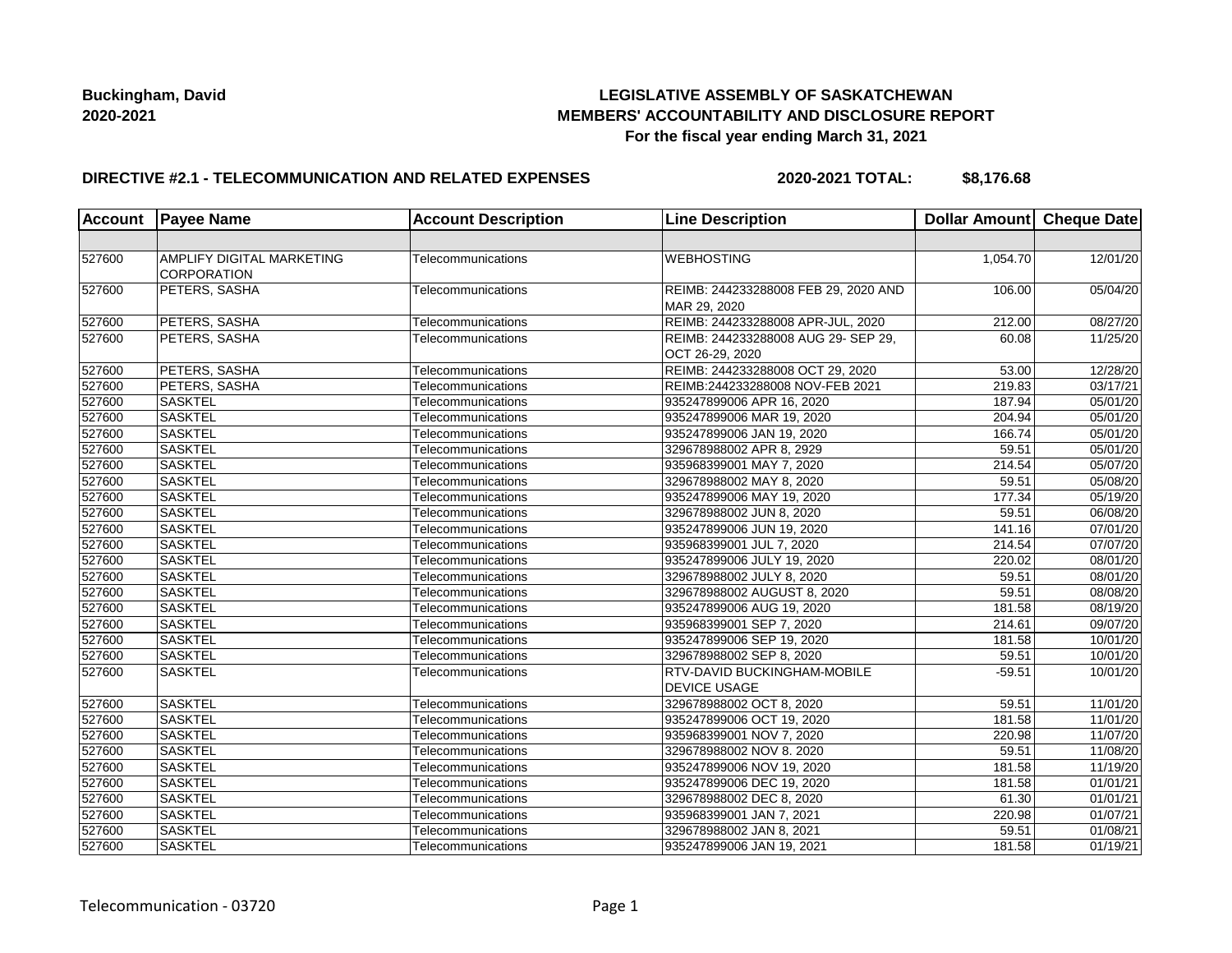**Buckingham, David**
**2020-2021**

**LEGISLATIVE ASSEMBLY OF SASKATCHEWAN**
**MEMBERS' ACCOUNTABILITY AND DISCLOSURE REPORT**
**For the fiscal year ending March 31, 2021**

**DIRECTIVE #2.1 - TELECOMMUNICATION AND RELATED EXPENSES** **2020-2021 TOTAL: $8,176.68**

| Account | Payee Name | Account Description | Line Description | Dollar Amount | Cheque Date |
|---|---|---|---|---|---|
| | | | | | |
| 527600 | AMPLIFY DIGITAL MARKETING CORPORATION | Telecommunications | WEBHOSTING | 1,054.70 | 12/01/20 |
| 527600 | PETERS, SASHA | Telecommunications | REIMB: 244233288008 FEB 29, 2020 AND MAR 29, 2020 | 106.00 | 05/04/20 |
| 527600 | PETERS, SASHA | Telecommunications | REIMB: 244233288008 APR-JUL, 2020 | 212.00 | 08/27/20 |
| 527600 | PETERS, SASHA | Telecommunications | REIMB: 244233288008 AUG 29- SEP 29, OCT 26-29, 2020 | 60.08 | 11/25/20 |
| 527600 | PETERS, SASHA | Telecommunications | REIMB: 244233288008 OCT 29, 2020 | 53.00 | 12/28/20 |
| 527600 | PETERS, SASHA | Telecommunications | REIMB:244233288008 NOV-FEB 2021 | 219.83 | 03/17/21 |
| 527600 | SASKTEL | Telecommunications | 935247899006 APR 16, 2020 | 187.94 | 05/01/20 |
| 527600 | SASKTEL | Telecommunications | 935247899006 MAR 19, 2020 | 204.94 | 05/01/20 |
| 527600 | SASKTEL | Telecommunications | 935247899006 JAN 19, 2020 | 166.74 | 05/01/20 |
| 527600 | SASKTEL | Telecommunications | 329678988002 APR 8, 2929 | 59.51 | 05/01/20 |
| 527600 | SASKTEL | Telecommunications | 935968399001 MAY 7, 2020 | 214.54 | 05/07/20 |
| 527600 | SASKTEL | Telecommunications | 329678988002 MAY 8, 2020 | 59.51 | 05/08/20 |
| 527600 | SASKTEL | Telecommunications | 935247899006 MAY 19, 2020 | 177.34 | 05/19/20 |
| 527600 | SASKTEL | Telecommunications | 329678988002 JUN 8, 2020 | 59.51 | 06/08/20 |
| 527600 | SASKTEL | Telecommunications | 935247899006 JUN 19, 2020 | 141.16 | 07/01/20 |
| 527600 | SASKTEL | Telecommunications | 935968399001 JUL 7, 2020 | 214.54 | 07/07/20 |
| 527600 | SASKTEL | Telecommunications | 935247899006 JULY 19, 2020 | 220.02 | 08/01/20 |
| 527600 | SASKTEL | Telecommunications | 329678988002 JULY 8, 2020 | 59.51 | 08/01/20 |
| 527600 | SASKTEL | Telecommunications | 329678988002 AUGUST 8, 2020 | 59.51 | 08/08/20 |
| 527600 | SASKTEL | Telecommunications | 935247899006 AUG 19, 2020 | 181.58 | 08/19/20 |
| 527600 | SASKTEL | Telecommunications | 935968399001 SEP 7, 2020 | 214.61 | 09/07/20 |
| 527600 | SASKTEL | Telecommunications | 935247899006 SEP 19, 2020 | 181.58 | 10/01/20 |
| 527600 | SASKTEL | Telecommunications | 329678988002 SEP 8, 2020 | 59.51 | 10/01/20 |
| 527600 | SASKTEL | Telecommunications | RTV-DAVID BUCKINGHAM-MOBILE DEVICE USAGE | -59.51 | 10/01/20 |
| 527600 | SASKTEL | Telecommunications | 329678988002 OCT 8, 2020 | 59.51 | 11/01/20 |
| 527600 | SASKTEL | Telecommunications | 935247899006 OCT 19, 2020 | 181.58 | 11/01/20 |
| 527600 | SASKTEL | Telecommunications | 935968399001 NOV 7, 2020 | 220.98 | 11/07/20 |
| 527600 | SASKTEL | Telecommunications | 329678988002 NOV 8. 2020 | 59.51 | 11/08/20 |
| 527600 | SASKTEL | Telecommunications | 935247899006 NOV 19, 2020 | 181.58 | 11/19/20 |
| 527600 | SASKTEL | Telecommunications | 935247899006 DEC 19, 2020 | 181.58 | 01/01/21 |
| 527600 | SASKTEL | Telecommunications | 329678988002 DEC 8, 2020 | 61.30 | 01/01/21 |
| 527600 | SASKTEL | Telecommunications | 935968399001 JAN 7, 2021 | 220.98 | 01/07/21 |
| 527600 | SASKTEL | Telecommunications | 329678988002 JAN 8, 2021 | 59.51 | 01/08/21 |
| 527600 | SASKTEL | Telecommunications | 935247899006 JAN 19, 2021 | 181.58 | 01/19/21 |

Telecommunication - 03720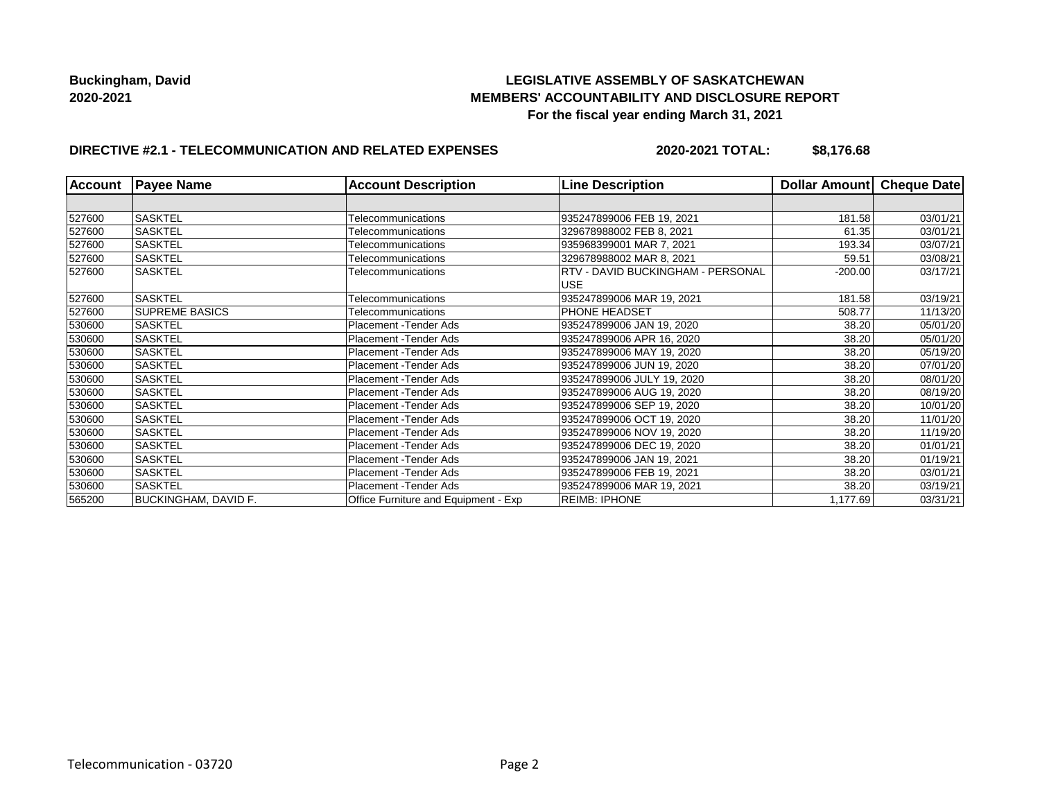**Buckingham, David**
**2020-2021**

**LEGISLATIVE ASSEMBLY OF SASKATCHEWAN**
**MEMBERS' ACCOUNTABILITY AND DISCLOSURE REPORT**
**For the fiscal year ending March 31, 2021**

**DIRECTIVE #2.1 - TELECOMMUNICATION AND RELATED EXPENSES** **2020-2021 TOTAL: $8,176.68**

| Account | Payee Name | Account Description | Line Description | Dollar Amount | Cheque Date |
|---|---|---|---|---|---|
| | | | | | |
| 527600 | SASKTEL | Telecommunications | 935247899006 FEB 19, 2021 | 181.58 | 03/01/21 |
| 527600 | SASKTEL | Telecommunications | 329678988002 FEB 8, 2021 | 61.35 | 03/01/21 |
| 527600 | SASKTEL | Telecommunications | 935968399001 MAR 7, 2021 | 193.34 | 03/07/21 |
| 527600 | SASKTEL | Telecommunications | 329678988002 MAR 8, 2021 | 59.51 | 03/08/21 |
| 527600 | SASKTEL | Telecommunications | RTV - DAVID BUCKINGHAM - PERSONAL USE | -200.00 | 03/17/21 |
| 527600 | SASKTEL | Telecommunications | 935247899006 MAR 19, 2021 | 181.58 | 03/19/21 |
| 527600 | SUPREME BASICS | Telecommunications | PHONE HEADSET | 508.77 | 11/13/20 |
| 530600 | SASKTEL | Placement -Tender Ads | 935247899006 JAN 19, 2020 | 38.20 | 05/01/20 |
| 530600 | SASKTEL | Placement -Tender Ads | 935247899006 APR 16, 2020 | 38.20 | 05/01/20 |
| 530600 | SASKTEL | Placement -Tender Ads | 935247899006 MAY 19, 2020 | 38.20 | 05/19/20 |
| 530600 | SASKTEL | Placement -Tender Ads | 935247899006 JUN 19, 2020 | 38.20 | 07/01/20 |
| 530600 | SASKTEL | Placement -Tender Ads | 935247899006 JULY 19, 2020 | 38.20 | 08/01/20 |
| 530600 | SASKTEL | Placement -Tender Ads | 935247899006 AUG 19, 2020 | 38.20 | 08/19/20 |
| 530600 | SASKTEL | Placement -Tender Ads | 935247899006 SEP 19, 2020 | 38.20 | 10/01/20 |
| 530600 | SASKTEL | Placement -Tender Ads | 935247899006 OCT 19, 2020 | 38.20 | 11/01/20 |
| 530600 | SASKTEL | Placement -Tender Ads | 935247899006 NOV 19, 2020 | 38.20 | 11/19/20 |
| 530600 | SASKTEL | Placement -Tender Ads | 935247899006 DEC 19, 2020 | 38.20 | 01/01/21 |
| 530600 | SASKTEL | Placement -Tender Ads | 935247899006 JAN 19, 2021 | 38.20 | 01/19/21 |
| 530600 | SASKTEL | Placement -Tender Ads | 935247899006 FEB 19, 2021 | 38.20 | 03/01/21 |
| 530600 | SASKTEL | Placement -Tender Ads | 935247899006 MAR 19, 2021 | 38.20 | 03/19/21 |
| 565200 | BUCKINGHAM, DAVID F. | Office Furniture and Equipment - Exp | REIMB: IPHONE | 1,177.69 | 03/31/21 |

Telecommunication - 03720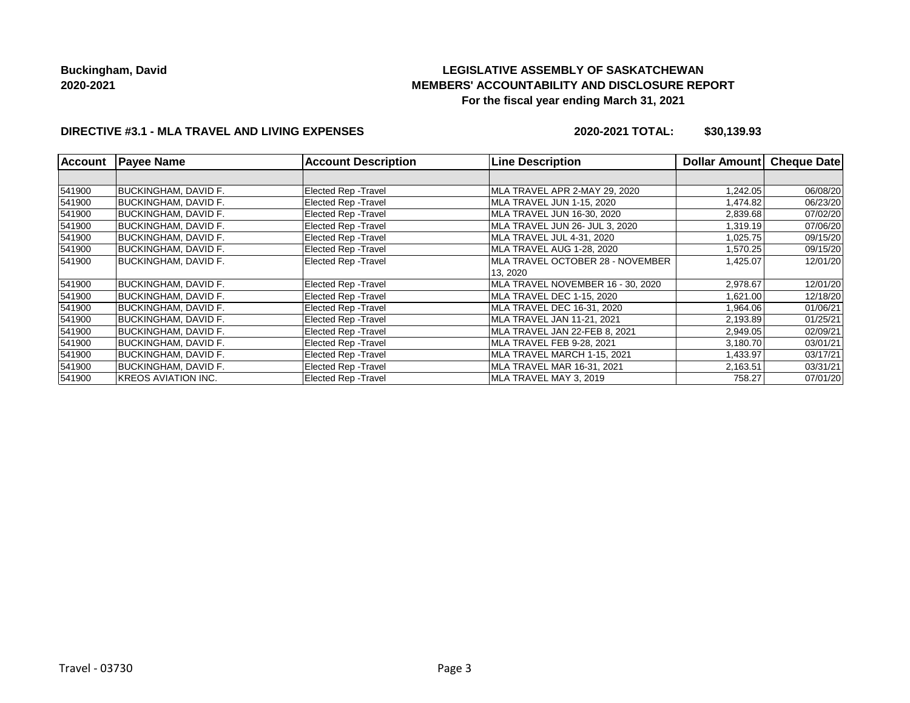**Buckingham, David**
**2020-2021**

# LEGISLATIVE ASSEMBLY OF SASKATCHEWAN
## MEMBERS' ACCOUNTABILITY AND DISCLOSURE REPORT
### For the fiscal year ending March 31, 2021

**DIRECTIVE #3.1 - MLA TRAVEL AND LIVING EXPENSES** **2020-2021 TOTAL: $30,139.93**

| Account | Payee Name | Account Description | Line Description | Dollar Amount | Cheque Date |
|---|---|---|---|---|---|
| | | | | | |
| 541900 | BUCKINGHAM, DAVID F. | Elected Rep -Travel | MLA TRAVEL APR 2-MAY 29, 2020 | 1,242.05 | 06/08/20 |
| 541900 | BUCKINGHAM, DAVID F. | Elected Rep -Travel | MLA TRAVEL JUN 1-15, 2020 | 1,474.82 | 06/23/20 |
| 541900 | BUCKINGHAM, DAVID F. | Elected Rep -Travel | MLA TRAVEL JUN 16-30, 2020 | 2,839.68 | 07/02/20 |
| 541900 | BUCKINGHAM, DAVID F. | Elected Rep -Travel | MLA TRAVEL JUN 26- JUL 3, 2020 | 1,319.19 | 07/06/20 |
| 541900 | BUCKINGHAM, DAVID F. | Elected Rep -Travel | MLA TRAVEL JUL 4-31, 2020 | 1,025.75 | 09/15/20 |
| 541900 | BUCKINGHAM, DAVID F. | Elected Rep -Travel | MLA TRAVEL AUG 1-28, 2020 | 1,570.25 | 09/15/20 |
| 541900 | BUCKINGHAM, DAVID F. | Elected Rep -Travel | MLA TRAVEL OCTOBER 28 - NOVEMBER 13, 2020 | 1,425.07 | 12/01/20 |
| 541900 | BUCKINGHAM, DAVID F. | Elected Rep -Travel | MLA TRAVEL NOVEMBER 16 - 30, 2020 | 2,978.67 | 12/01/20 |
| 541900 | BUCKINGHAM, DAVID F. | Elected Rep -Travel | MLA TRAVEL DEC 1-15, 2020 | 1,621.00 | 12/18/20 |
| 541900 | BUCKINGHAM, DAVID F. | Elected Rep -Travel | MLA TRAVEL DEC 16-31, 2020 | 1,964.06 | 01/06/21 |
| 541900 | BUCKINGHAM, DAVID F. | Elected Rep -Travel | MLA TRAVEL JAN 11-21, 2021 | 2,193.89 | 01/25/21 |
| 541900 | BUCKINGHAM, DAVID F. | Elected Rep -Travel | MLA TRAVEL JAN 22-FEB 8, 2021 | 2,949.05 | 02/09/21 |
| 541900 | BUCKINGHAM, DAVID F. | Elected Rep -Travel | MLA TRAVEL FEB 9-28, 2021 | 3,180.70 | 03/01/21 |
| 541900 | BUCKINGHAM, DAVID F. | Elected Rep -Travel | MLA TRAVEL MARCH 1-15, 2021 | 1,433.97 | 03/17/21 |
| 541900 | BUCKINGHAM, DAVID F. | Elected Rep -Travel | MLA TRAVEL MAR 16-31, 2021 | 2,163.51 | 03/31/21 |
| 541900 | KREOS AVIATION INC. | Elected Rep -Travel | MLA TRAVEL MAY 3, 2019 | 758.27 | 07/01/20 |

Travel - 03730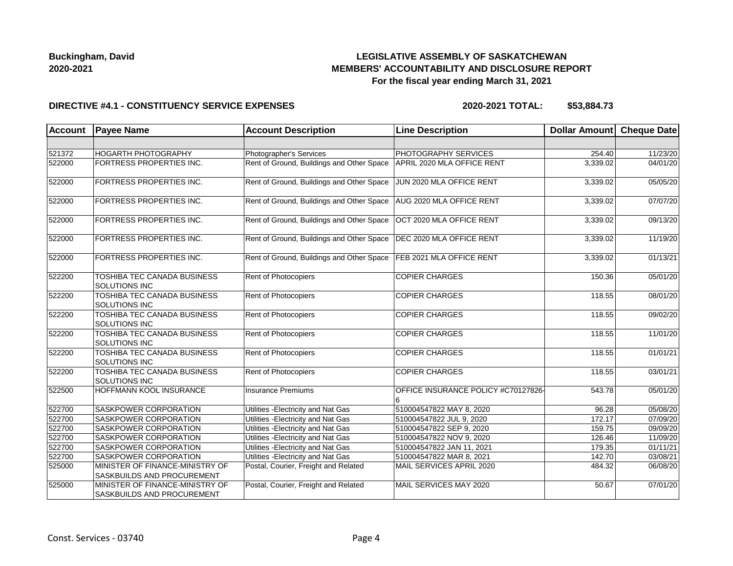**Buckingham, David**
**2020-2021**

## LEGISLATIVE ASSEMBLY OF SASKATCHEWAN
## MEMBERS' ACCOUNTABILITY AND DISCLOSURE REPORT
### For the fiscal year ending March 31, 2021

**DIRECTIVE #4.1 - CONSTITUENCY SERVICE EXPENSES** **2020-2021 TOTAL: $53,884.73**

| Account | Payee Name | Account Description | Line Description | Dollar Amount | Cheque Date |
|---|---|---|---|---|---|
| | | | | | |
| 521372 | HOGARTH PHOTOGRAPHY | Photographer's Services | PHOTOGRAPHY SERVICES | 254.40 | 11/23/20 |
| 522000 | FORTRESS PROPERTIES INC. | Rent of Ground, Buildings and Other Space | APRIL 2020 MLA OFFICE RENT | 3,339.02 | 04/01/20 |
| 522000 | FORTRESS PROPERTIES INC. | Rent of Ground, Buildings and Other Space | JUN 2020 MLA OFFICE RENT | 3,339.02 | 05/05/20 |
| 522000 | FORTRESS PROPERTIES INC. | Rent of Ground, Buildings and Other Space | AUG 2020 MLA OFFICE RENT | 3,339.02 | 07/07/20 |
| 522000 | FORTRESS PROPERTIES INC. | Rent of Ground, Buildings and Other Space | OCT 2020 MLA OFFICE RENT | 3,339.02 | 09/13/20 |
| 522000 | FORTRESS PROPERTIES INC. | Rent of Ground, Buildings and Other Space | DEC 2020 MLA OFFICE RENT | 3,339.02 | 11/19/20 |
| 522000 | FORTRESS PROPERTIES INC. | Rent of Ground, Buildings and Other Space | FEB 2021 MLA OFFICE RENT | 3,339.02 | 01/13/21 |
| 522200 | TOSHIBA TEC CANADA BUSINESS SOLUTIONS INC | Rent of Photocopiers | COPIER CHARGES | 150.36 | 05/01/20 |
| 522200 | TOSHIBA TEC CANADA BUSINESS SOLUTIONS INC | Rent of Photocopiers | COPIER CHARGES | 118.55 | 08/01/20 |
| 522200 | TOSHIBA TEC CANADA BUSINESS SOLUTIONS INC | Rent of Photocopiers | COPIER CHARGES | 118.55 | 09/02/20 |
| 522200 | TOSHIBA TEC CANADA BUSINESS SOLUTIONS INC | Rent of Photocopiers | COPIER CHARGES | 118.55 | 11/01/20 |
| 522200 | TOSHIBA TEC CANADA BUSINESS SOLUTIONS INC | Rent of Photocopiers | COPIER CHARGES | 118.55 | 01/01/21 |
| 522200 | TOSHIBA TEC CANADA BUSINESS SOLUTIONS INC | Rent of Photocopiers | COPIER CHARGES | 118.55 | 03/01/21 |
| 522500 | HOFFMANN KOOL INSURANCE | Insurance Premiums | OFFICE INSURANCE POLICY #C70127826-6 | 543.78 | 05/01/20 |
| 522700 | SASKPOWER CORPORATION | Utilities -Electricity and Nat Gas | 510004547822 MAY 8, 2020 | 96.28 | 05/08/20 |
| 522700 | SASKPOWER CORPORATION | Utilities -Electricity and Nat Gas | 510004547822 JUL 9, 2020 | 172.17 | 07/09/20 |
| 522700 | SASKPOWER CORPORATION | Utilities -Electricity and Nat Gas | 510004547822 SEP 9, 2020 | 159.75 | 09/09/20 |
| 522700 | SASKPOWER CORPORATION | Utilities -Electricity and Nat Gas | 510004547822 NOV 9, 2020 | 126.46 | 11/09/20 |
| 522700 | SASKPOWER CORPORATION | Utilities -Electricity and Nat Gas | 510004547822 JAN 11, 2021 | 179.35 | 01/11/21 |
| 522700 | SASKPOWER CORPORATION | Utilities -Electricity and Nat Gas | 510004547822 MAR 8, 2021 | 142.70 | 03/08/21 |
| 525000 | MINISTER OF FINANCE-MINISTRY OF SASKBUILDS AND PROCUREMENT | Postal, Courier, Freight and Related | MAIL SERVICES APRIL 2020 | 484.32 | 06/08/20 |
| 525000 | MINISTER OF FINANCE-MINISTRY OF SASKBUILDS AND PROCUREMENT | Postal, Courier, Freight and Related | MAIL SERVICES MAY 2020 | 50.67 | 07/01/20 |

Const. Services - 03740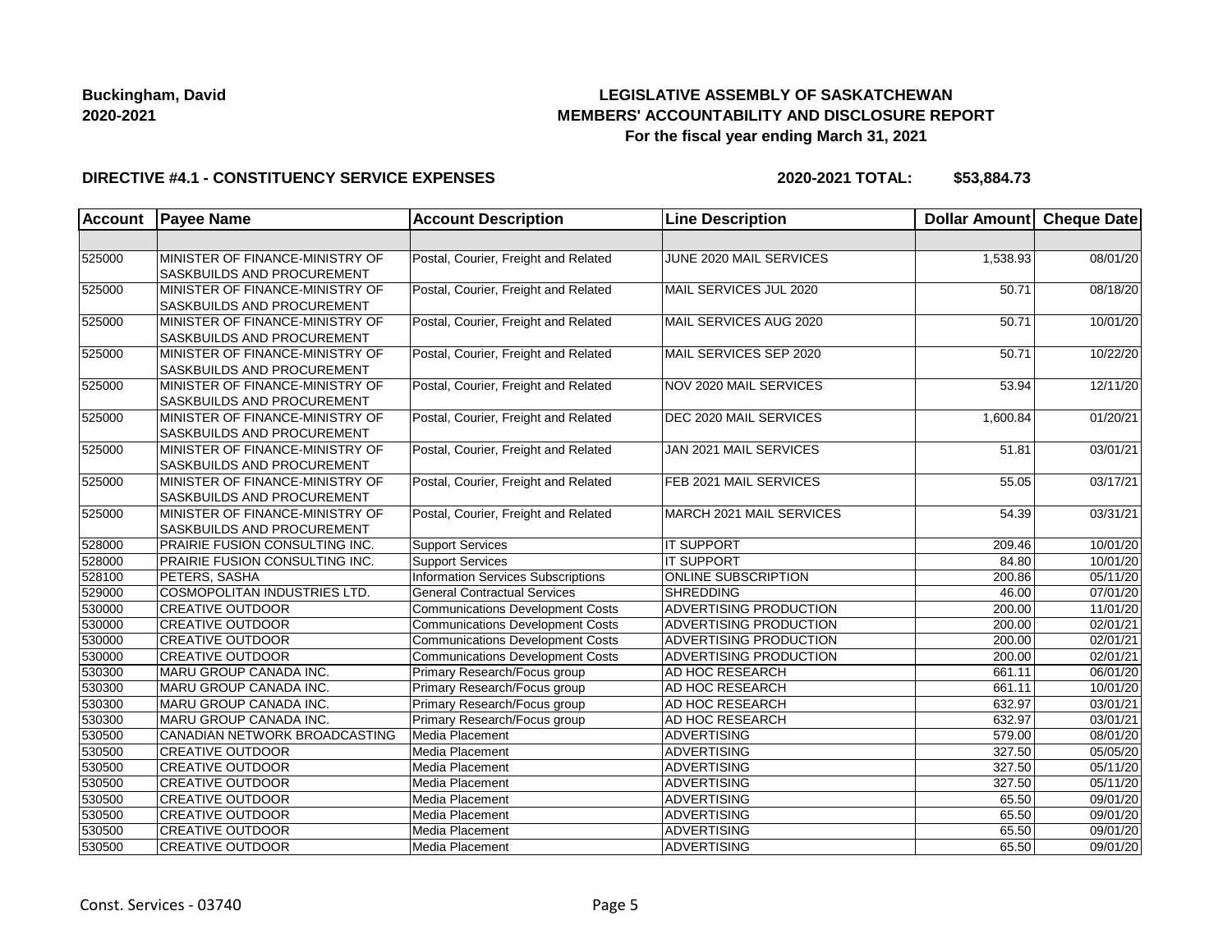**Buckingham, David**
**2020-2021**

**LEGISLATIVE ASSEMBLY OF SASKATCHEWAN**
**MEMBERS' ACCOUNTABILITY AND DISCLOSURE REPORT**
**For the fiscal year ending March 31, 2021**

**DIRECTIVE #4.1 - CONSTITUENCY SERVICE EXPENSES** **2020-2021 TOTAL: $53,884.73**

| Account | Payee Name | Account Description | Line Description | Dollar Amount | Cheque Date |
|---|---|---|---|---|---|
| | | | | | |
| 525000 | MINISTER OF FINANCE-MINISTRY OF SASKBUILDS AND PROCUREMENT | Postal, Courier, Freight and Related | JUNE 2020 MAIL SERVICES | 1,538.93 | 08/01/20 |
| 525000 | MINISTER OF FINANCE-MINISTRY OF SASKBUILDS AND PROCUREMENT | Postal, Courier, Freight and Related | MAIL SERVICES JUL 2020 | 50.71 | 08/18/20 |
| 525000 | MINISTER OF FINANCE-MINISTRY OF SASKBUILDS AND PROCUREMENT | Postal, Courier, Freight and Related | MAIL SERVICES AUG 2020 | 50.71 | 10/01/20 |
| 525000 | MINISTER OF FINANCE-MINISTRY OF SASKBUILDS AND PROCUREMENT | Postal, Courier, Freight and Related | MAIL SERVICES SEP 2020 | 50.71 | 10/22/20 |
| 525000 | MINISTER OF FINANCE-MINISTRY OF SASKBUILDS AND PROCUREMENT | Postal, Courier, Freight and Related | NOV 2020 MAIL SERVICES | 53.94 | 12/11/20 |
| 525000 | MINISTER OF FINANCE-MINISTRY OF SASKBUILDS AND PROCUREMENT | Postal, Courier, Freight and Related | DEC 2020 MAIL SERVICES | 1,600.84 | 01/20/21 |
| 525000 | MINISTER OF FINANCE-MINISTRY OF SASKBUILDS AND PROCUREMENT | Postal, Courier, Freight and Related | JAN 2021 MAIL SERVICES | 51.81 | 03/01/21 |
| 525000 | MINISTER OF FINANCE-MINISTRY OF SASKBUILDS AND PROCUREMENT | Postal, Courier, Freight and Related | FEB 2021 MAIL SERVICES | 55.05 | 03/17/21 |
| 525000 | MINISTER OF FINANCE-MINISTRY OF SASKBUILDS AND PROCUREMENT | Postal, Courier, Freight and Related | MARCH 2021 MAIL SERVICES | 54.39 | 03/31/21 |
| 528000 | PRAIRIE FUSION CONSULTING INC. | Support Services | IT SUPPORT | 209.46 | 10/01/20 |
| 528000 | PRAIRIE FUSION CONSULTING INC. | Support Services | IT SUPPORT | 84.80 | 10/01/20 |
| 528100 | PETERS, SASHA | Information Services Subscriptions | ONLINE SUBSCRIPTION | 200.86 | 05/11/20 |
| 529000 | COSMOPOLITAN INDUSTRIES LTD. | General Contractual Services | SHREDDING | 46.00 | 07/01/20 |
| 530000 | CREATIVE OUTDOOR | Communications Development Costs | ADVERTISING PRODUCTION | 200.00 | 11/01/20 |
| 530000 | CREATIVE OUTDOOR | Communications Development Costs | ADVERTISING PRODUCTION | 200.00 | 02/01/21 |
| 530000 | CREATIVE OUTDOOR | Communications Development Costs | ADVERTISING PRODUCTION | 200.00 | 02/01/21 |
| 530000 | CREATIVE OUTDOOR | Communications Development Costs | ADVERTISING PRODUCTION | 200.00 | 02/01/21 |
| 530300 | MARU GROUP CANADA INC. | Primary Research/Focus group | AD HOC RESEARCH | 661.11 | 06/01/20 |
| 530300 | MARU GROUP CANADA INC. | Primary Research/Focus group | AD HOC RESEARCH | 661.11 | 10/01/20 |
| 530300 | MARU GROUP CANADA INC. | Primary Research/Focus group | AD HOC RESEARCH | 632.97 | 03/01/21 |
| 530300 | MARU GROUP CANADA INC. | Primary Research/Focus group | AD HOC RESEARCH | 632.97 | 03/01/21 |
| 530500 | CANADIAN NETWORK BROADCASTING | Media Placement | ADVERTISING | 579.00 | 08/01/20 |
| 530500 | CREATIVE OUTDOOR | Media Placement | ADVERTISING | 327.50 | 05/05/20 |
| 530500 | CREATIVE OUTDOOR | Media Placement | ADVERTISING | 327.50 | 05/11/20 |
| 530500 | CREATIVE OUTDOOR | Media Placement | ADVERTISING | 327.50 | 05/11/20 |
| 530500 | CREATIVE OUTDOOR | Media Placement | ADVERTISING | 65.50 | 09/01/20 |
| 530500 | CREATIVE OUTDOOR | Media Placement | ADVERTISING | 65.50 | 09/01/20 |
| 530500 | CREATIVE OUTDOOR | Media Placement | ADVERTISING | 65.50 | 09/01/20 |
| 530500 | CREATIVE OUTDOOR | Media Placement | ADVERTISING | 65.50 | 09/01/20 |

Const. Services - 03740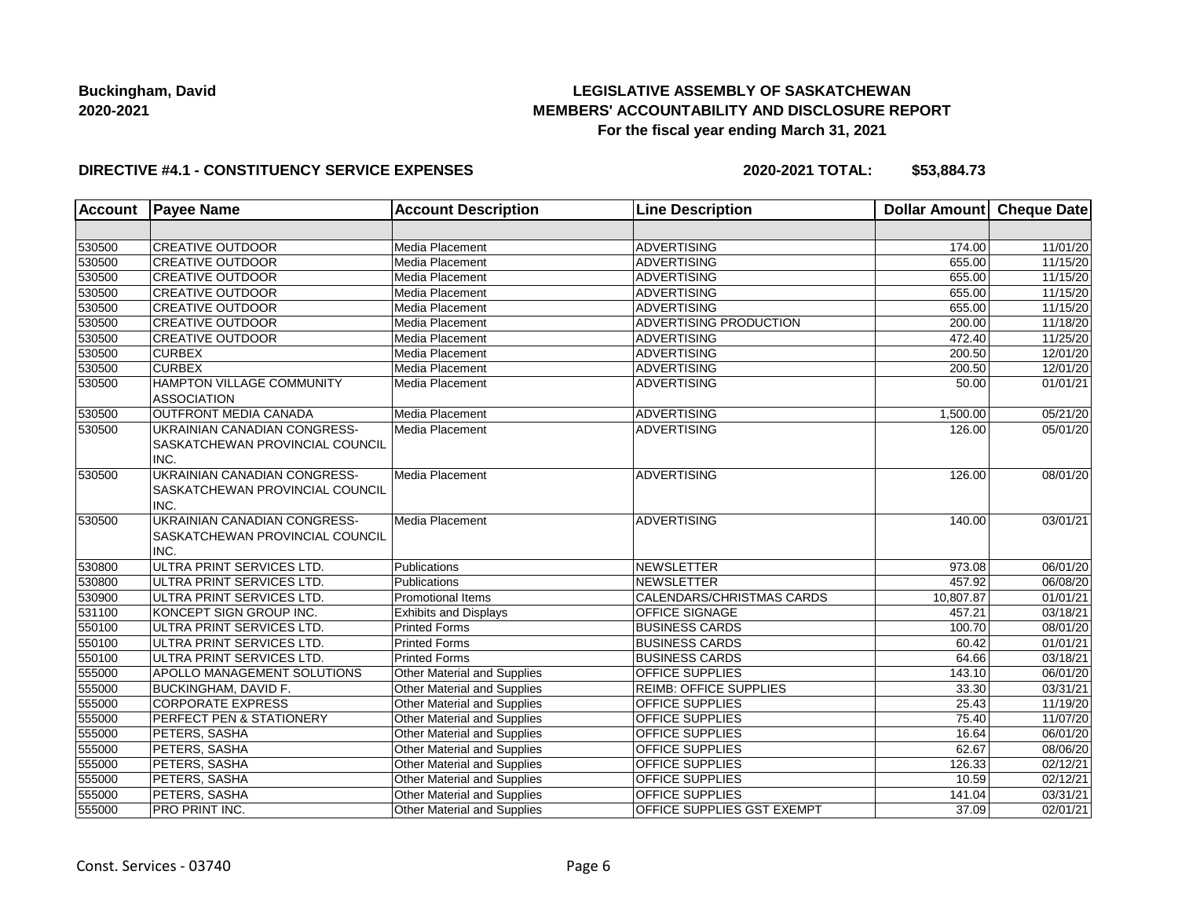**Buckingham, David**
**2020-2021**

# LEGISLATIVE ASSEMBLY OF SASKATCHEWAN
## MEMBERS' ACCOUNTABILITY AND DISCLOSURE REPORT
### For the fiscal year ending March 31, 2021

**DIRECTIVE #4.1 - CONSTITUENCY SERVICE EXPENSES** **2020-2021 TOTAL: $53,884.73**

| Account | Payee Name | Account Description | Line Description | Dollar Amount | Cheque Date |
|---|---|---|---|---|---|
| | | | | | |
| 530500 | CREATIVE OUTDOOR | Media Placement | ADVERTISING | 174.00 | 11/01/20 |
| 530500 | CREATIVE OUTDOOR | Media Placement | ADVERTISING | 655.00 | 11/15/20 |
| 530500 | CREATIVE OUTDOOR | Media Placement | ADVERTISING | 655.00 | 11/15/20 |
| 530500 | CREATIVE OUTDOOR | Media Placement | ADVERTISING | 655.00 | 11/15/20 |
| 530500 | CREATIVE OUTDOOR | Media Placement | ADVERTISING | 655.00 | 11/15/20 |
| 530500 | CREATIVE OUTDOOR | Media Placement | ADVERTISING PRODUCTION | 200.00 | 11/18/20 |
| 530500 | CREATIVE OUTDOOR | Media Placement | ADVERTISING | 472.40 | 11/25/20 |
| 530500 | CURBEX | Media Placement | ADVERTISING | 200.50 | 12/01/20 |
| 530500 | CURBEX | Media Placement | ADVERTISING | 200.50 | 12/01/20 |
| 530500 | HAMPTON VILLAGE COMMUNITY ASSOCIATION | Media Placement | ADVERTISING | 50.00 | 01/01/21 |
| 530500 | OUTFRONT MEDIA CANADA | Media Placement | ADVERTISING | 1,500.00 | 05/21/20 |
| 530500 | UKRAINIAN CANADIAN CONGRESS-SASKATCHEWAN PROVINCIAL COUNCIL INC. | Media Placement | ADVERTISING | 126.00 | 05/01/20 |
| 530500 | UKRAINIAN CANADIAN CONGRESS-SASKATCHEWAN PROVINCIAL COUNCIL INC. | Media Placement | ADVERTISING | 126.00 | 08/01/20 |
| 530500 | UKRAINIAN CANADIAN CONGRESS-SASKATCHEWAN PROVINCIAL COUNCIL INC. | Media Placement | ADVERTISING | 140.00 | 03/01/21 |
| 530800 | ULTRA PRINT SERVICES LTD. | Publications | NEWSLETTER | 973.08 | 06/01/20 |
| 530800 | ULTRA PRINT SERVICES LTD. | Publications | NEWSLETTER | 457.92 | 06/08/20 |
| 530900 | ULTRA PRINT SERVICES LTD. | Promotional Items | CALENDARS/CHRISTMAS CARDS | 10,807.87 | 01/01/21 |
| 531100 | KONCEPT SIGN GROUP INC. | Exhibits and Displays | OFFICE SIGNAGE | 457.21 | 03/18/21 |
| 550100 | ULTRA PRINT SERVICES LTD. | Printed Forms | BUSINESS CARDS | 100.70 | 08/01/20 |
| 550100 | ULTRA PRINT SERVICES LTD. | Printed Forms | BUSINESS CARDS | 60.42 | 01/01/21 |
| 550100 | ULTRA PRINT SERVICES LTD. | Printed Forms | BUSINESS CARDS | 64.66 | 03/18/21 |
| 555000 | APOLLO MANAGEMENT SOLUTIONS | Other Material and Supplies | OFFICE SUPPLIES | 143.10 | 06/01/20 |
| 555000 | BUCKINGHAM, DAVID F. | Other Material and Supplies | REIMB: OFFICE SUPPLIES | 33.30 | 03/31/21 |
| 555000 | CORPORATE EXPRESS | Other Material and Supplies | OFFICE SUPPLIES | 25.43 | 11/19/20 |
| 555000 | PERFECT PEN & STATIONERY | Other Material and Supplies | OFFICE SUPPLIES | 75.40 | 11/07/20 |
| 555000 | PETERS, SASHA | Other Material and Supplies | OFFICE SUPPLIES | 16.64 | 06/01/20 |
| 555000 | PETERS, SASHA | Other Material and Supplies | OFFICE SUPPLIES | 62.67 | 08/06/20 |
| 555000 | PETERS, SASHA | Other Material and Supplies | OFFICE SUPPLIES | 126.33 | 02/12/21 |
| 555000 | PETERS, SASHA | Other Material and Supplies | OFFICE SUPPLIES | 10.59 | 02/12/21 |
| 555000 | PETERS, SASHA | Other Material and Supplies | OFFICE SUPPLIES | 141.04 | 03/31/21 |
| 555000 | PRO PRINT INC. | Other Material and Supplies | OFFICE SUPPLIES GST EXEMPT | 37.09 | 02/01/21 |

Const. Services - 03740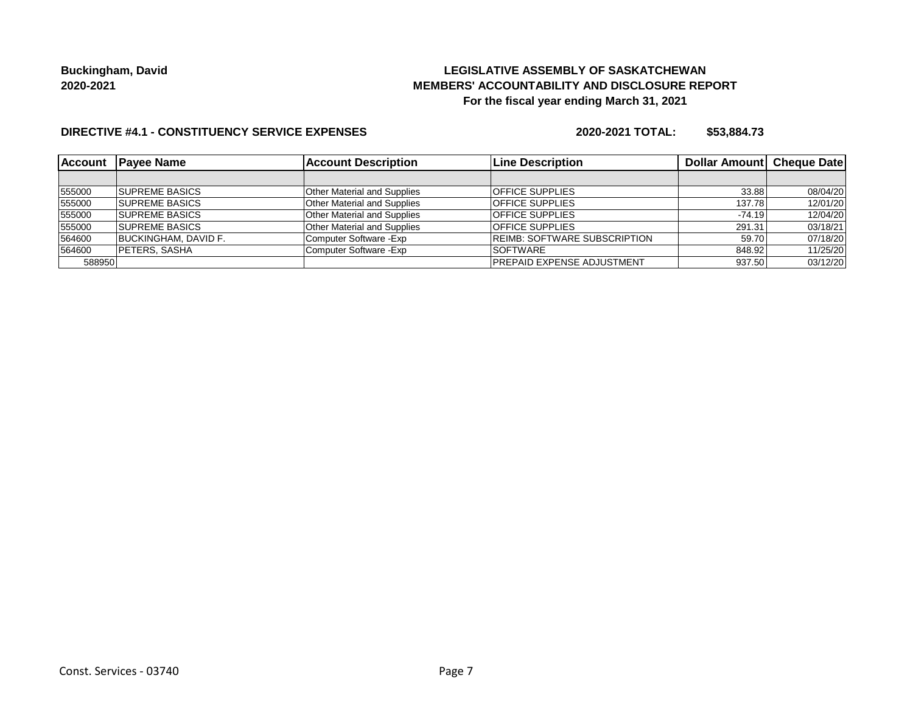**Buckingham, David**
**2020-2021**

**LEGISLATIVE ASSEMBLY OF SASKATCHEWAN**
**MEMBERS' ACCOUNTABILITY AND DISCLOSURE REPORT**
**For the fiscal year ending March 31, 2021**

**DIRECTIVE #4.1 - CONSTITUENCY SERVICE EXPENSES** **2020-2021 TOTAL: $53,884.73**

| Account | Payee Name | Account Description | Line Description | Dollar Amount | Cheque Date |
|---|---|---|---|---|---|
| | | | | | |
| 555000 | SUPREME BASICS | Other Material and Supplies | OFFICE SUPPLIES | 33.88 | 08/04/20 |
| 555000 | SUPREME BASICS | Other Material and Supplies | OFFICE SUPPLIES | 137.78 | 12/01/20 |
| 555000 | SUPREME BASICS | Other Material and Supplies | OFFICE SUPPLIES | -74.19 | 12/04/20 |
| 555000 | SUPREME BASICS | Other Material and Supplies | OFFICE SUPPLIES | 291.31 | 03/18/21 |
| 564600 | BUCKINGHAM, DAVID F. | Computer Software -Exp | REIMB: SOFTWARE SUBSCRIPTION | 59.70 | 07/18/20 |
| 564600 | PETERS, SASHA | Computer Software -Exp | SOFTWARE | 848.92 | 11/25/20 |
| 588950 | | | PREPAID EXPENSE ADJUSTMENT | 937.50 | 03/12/20 |

Const. Services - 03740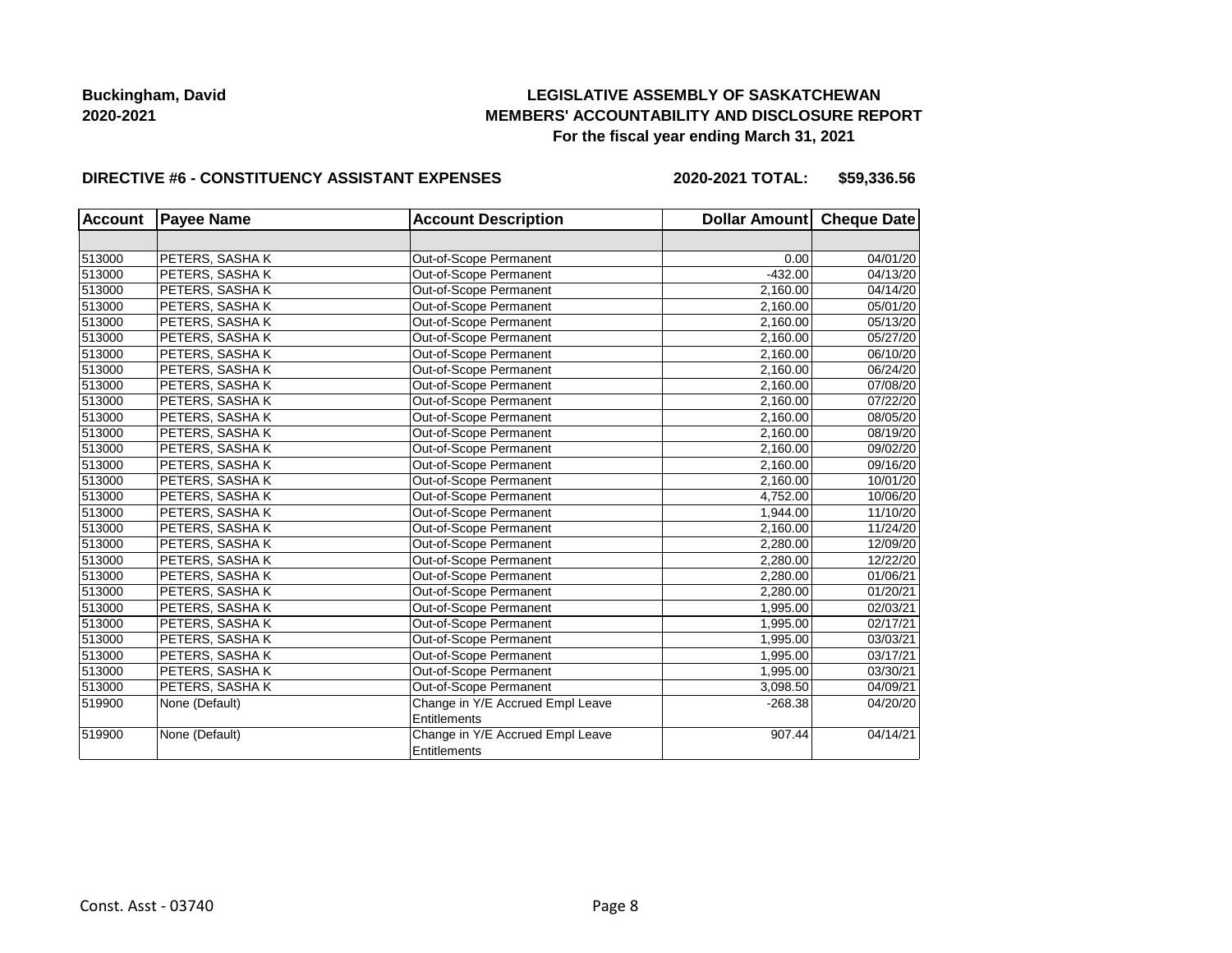**Buckingham, David**
**2020-2021**

**LEGISLATIVE ASSEMBLY OF SASKATCHEWAN**
**MEMBERS' ACCOUNTABILITY AND DISCLOSURE REPORT**
**For the fiscal year ending March 31, 2021**

**DIRECTIVE #6 - CONSTITUENCY ASSISTANT EXPENSES** **2020-2021 TOTAL: $59,336.56**

| Account | Payee Name | Account Description | Dollar Amount | Cheque Date |
|---|---|---|---|---|
| | | | | |
| 513000 | PETERS, SASHA K | Out-of-Scope Permanent | 0.00 | 04/01/20 |
| 513000 | PETERS, SASHA K | Out-of-Scope Permanent | -432.00 | 04/13/20 |
| 513000 | PETERS, SASHA K | Out-of-Scope Permanent | 2,160.00 | 04/14/20 |
| 513000 | PETERS, SASHA K | Out-of-Scope Permanent | 2,160.00 | 05/01/20 |
| 513000 | PETERS, SASHA K | Out-of-Scope Permanent | 2,160.00 | 05/13/20 |
| 513000 | PETERS, SASHA K | Out-of-Scope Permanent | 2,160.00 | 05/27/20 |
| 513000 | PETERS, SASHA K | Out-of-Scope Permanent | 2,160.00 | 06/10/20 |
| 513000 | PETERS, SASHA K | Out-of-Scope Permanent | 2,160.00 | 06/24/20 |
| 513000 | PETERS, SASHA K | Out-of-Scope Permanent | 2,160.00 | 07/08/20 |
| 513000 | PETERS, SASHA K | Out-of-Scope Permanent | 2,160.00 | 07/22/20 |
| 513000 | PETERS, SASHA K | Out-of-Scope Permanent | 2,160.00 | 08/05/20 |
| 513000 | PETERS, SASHA K | Out-of-Scope Permanent | 2,160.00 | 08/19/20 |
| 513000 | PETERS, SASHA K | Out-of-Scope Permanent | 2,160.00 | 09/02/20 |
| 513000 | PETERS, SASHA K | Out-of-Scope Permanent | 2,160.00 | 09/16/20 |
| 513000 | PETERS, SASHA K | Out-of-Scope Permanent | 2,160.00 | 10/01/20 |
| 513000 | PETERS, SASHA K | Out-of-Scope Permanent | 4,752.00 | 10/06/20 |
| 513000 | PETERS, SASHA K | Out-of-Scope Permanent | 1,944.00 | 11/10/20 |
| 513000 | PETERS, SASHA K | Out-of-Scope Permanent | 2,160.00 | 11/24/20 |
| 513000 | PETERS, SASHA K | Out-of-Scope Permanent | 2,280.00 | 12/09/20 |
| 513000 | PETERS, SASHA K | Out-of-Scope Permanent | 2,280.00 | 12/22/20 |
| 513000 | PETERS, SASHA K | Out-of-Scope Permanent | 2,280.00 | 01/06/21 |
| 513000 | PETERS, SASHA K | Out-of-Scope Permanent | 2,280.00 | 01/20/21 |
| 513000 | PETERS, SASHA K | Out-of-Scope Permanent | 1,995.00 | 02/03/21 |
| 513000 | PETERS, SASHA K | Out-of-Scope Permanent | 1,995.00 | 02/17/21 |
| 513000 | PETERS, SASHA K | Out-of-Scope Permanent | 1,995.00 | 03/03/21 |
| 513000 | PETERS, SASHA K | Out-of-Scope Permanent | 1,995.00 | 03/17/21 |
| 513000 | PETERS, SASHA K | Out-of-Scope Permanent | 1,995.00 | 03/30/21 |
| 513000 | PETERS, SASHA K | Out-of-Scope Permanent | 3,098.50 | 04/09/21 |
| 519900 | None (Default) | Change in Y/E Accrued Empl Leave Entitlements | -268.38 | 04/20/20 |
| 519900 | None (Default) | Change in Y/E Accrued Empl Leave Entitlements | 907.44 | 04/14/21 |

Const. Asst - 03740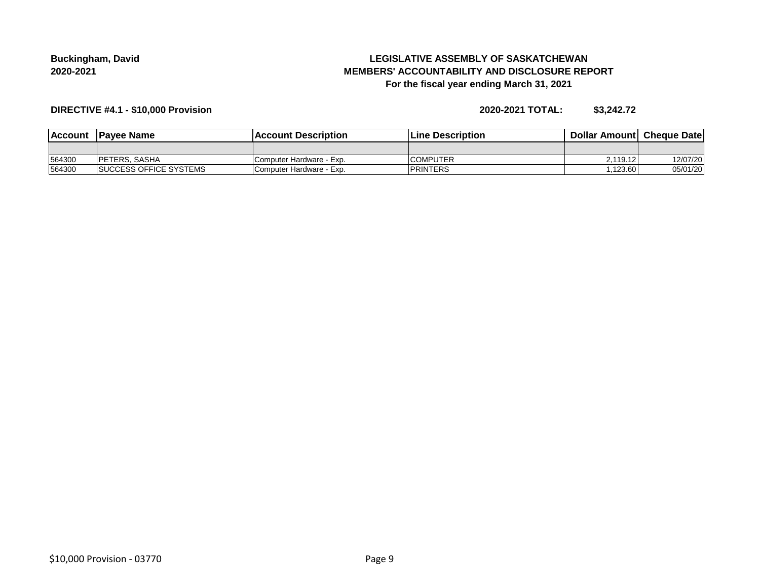**Buckingham, David**
**2020-2021**

**LEGISLATIVE ASSEMBLY OF SASKATCHEWAN**
**MEMBERS' ACCOUNTABILITY AND DISCLOSURE REPORT**
**For the fiscal year ending March 31, 2021**

**DIRECTIVE #4.1 - $10,000 Provision** **2020-2021 TOTAL: $3,242.72**

| Account | Payee Name | Account Description | Line Description | Dollar Amount | Cheque Date |
|---|---|---|---|---|---|
| | | | | | |
| 564300 | PETERS, SASHA | Computer Hardware - Exp. | COMPUTER | 2,119.12 | 12/07/20 |
| 564300 | SUCCESS OFFICE SYSTEMS | Computer Hardware - Exp. | PRINTERS | 1,123.60 | 05/01/20 |

$10,000 Provision - 03770